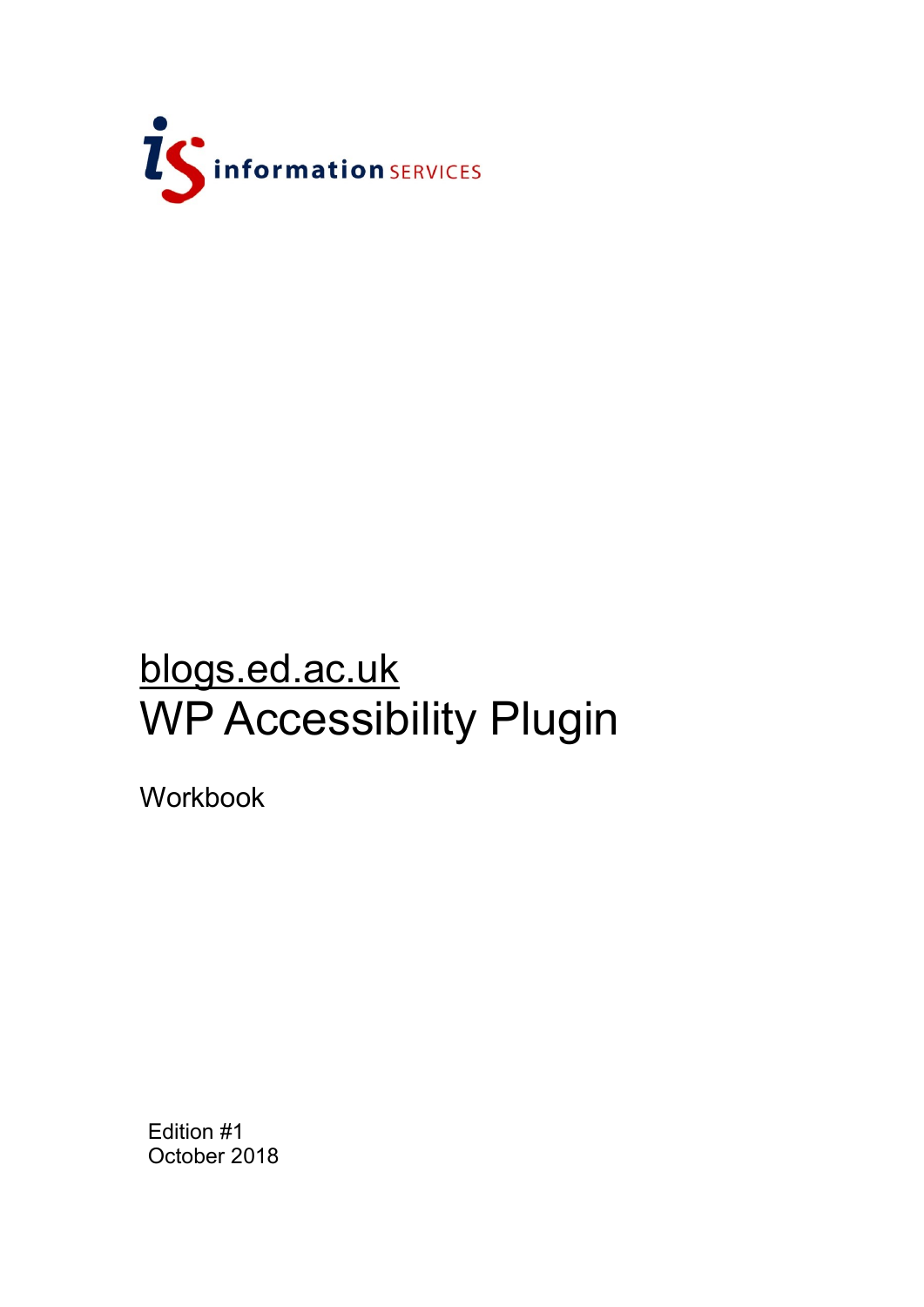information SERVICES

# blogs.ed.ac.uk
# WP Accessibility Plugin

Workbook

Edition #1
October 2018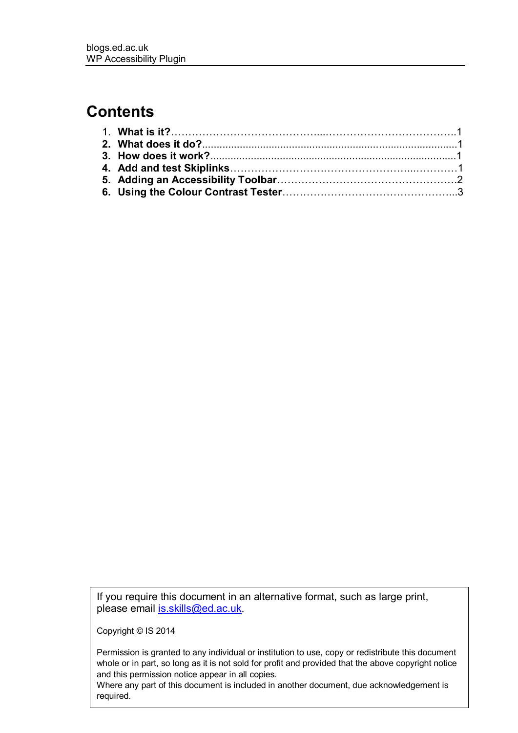# Contents

1. **What is it?**……………………………………...……………………………….1
2. **What does it do?**.......................................................................................1
3. **How does it work?**....................................................................................1
4. **Add and test Skiplinks**……………………….……………………..…………1
5. **Adding an Accessibility Toolbar**…………………………….……………….2
6. **Using the Colour Contrast Tester**…………………………………………..3

If you require this document in an alternative format, such as large print, please email [is.skills@ed.ac.uk](mailto:is.skills@ed.ac.uk).

Copyright © IS 2014

Permission is granted to any individual or institution to use, copy or redistribute this document whole or in part, so long as it is not sold for profit and provided that the above copyright notice and this permission notice appear in all copies.
Where any part of this document is included in another document, due acknowledgement is required.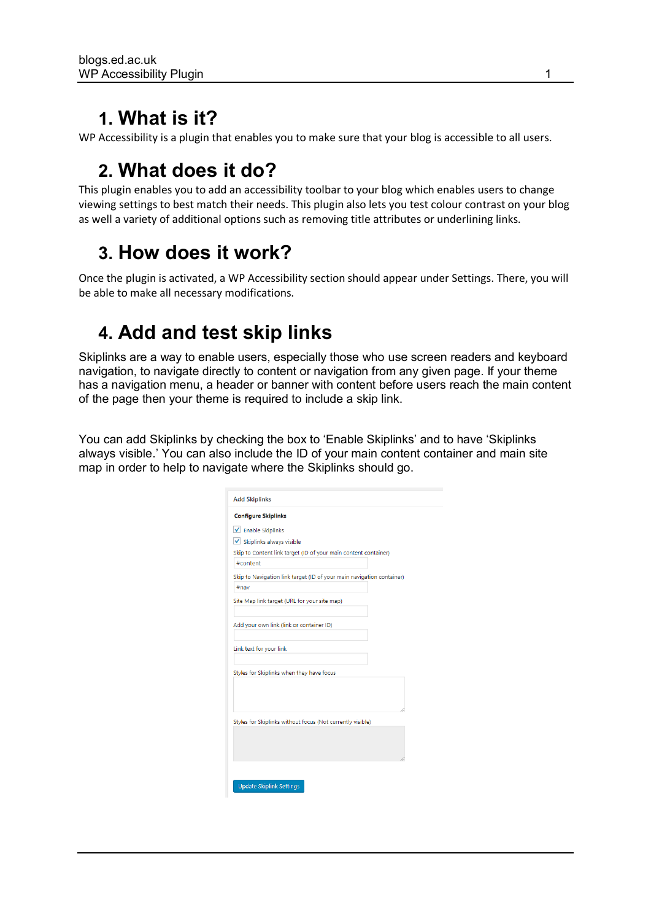## 1. What is it?

WP Accessibility is a plugin that enables you to make sure that your blog is accessible to all users.

## 2. What does it do?

This plugin enables you to add an accessibility toolbar to your blog which enables users to change viewing settings to best match their needs. This plugin also lets you test colour contrast on your blog as well a variety of additional options such as removing title attributes or underlining links.

## 3. How does it work?

Once the plugin is activated, a WP Accessibility section should appear under Settings. There, you will be able to make all necessary modifications.

## 4. Add and test skip links

Skiplinks are a way to enable users, especially those who use screen readers and keyboard navigation, to navigate directly to content or navigation from any given page. If your theme has a navigation menu, a header or banner with content before users reach the main content of the page then your theme is required to include a skip link.

You can add Skiplinks by checking the box to 'Enable Skiplinks' and to have 'Skiplinks always visible.' You can also include the ID of your main content container and main site map in order to help to navigate where the Skiplinks should go.

Add Skiplinks

**Configure Skiplinks**

- [x] Enable Skiplinks
- [x] Skiplinks always visible

Skip to Content link target (ID of your main content container): #content

Skip to Navigation link target (ID of your main navigation container): #nav

Site Map link target (URL for your site map)

Add your own link (link or container ID)

Link text for your link

Styles for Skiplinks when they have focus

Styles for Skiplinks without focus (Not currently visible)

Update Skiplink Settings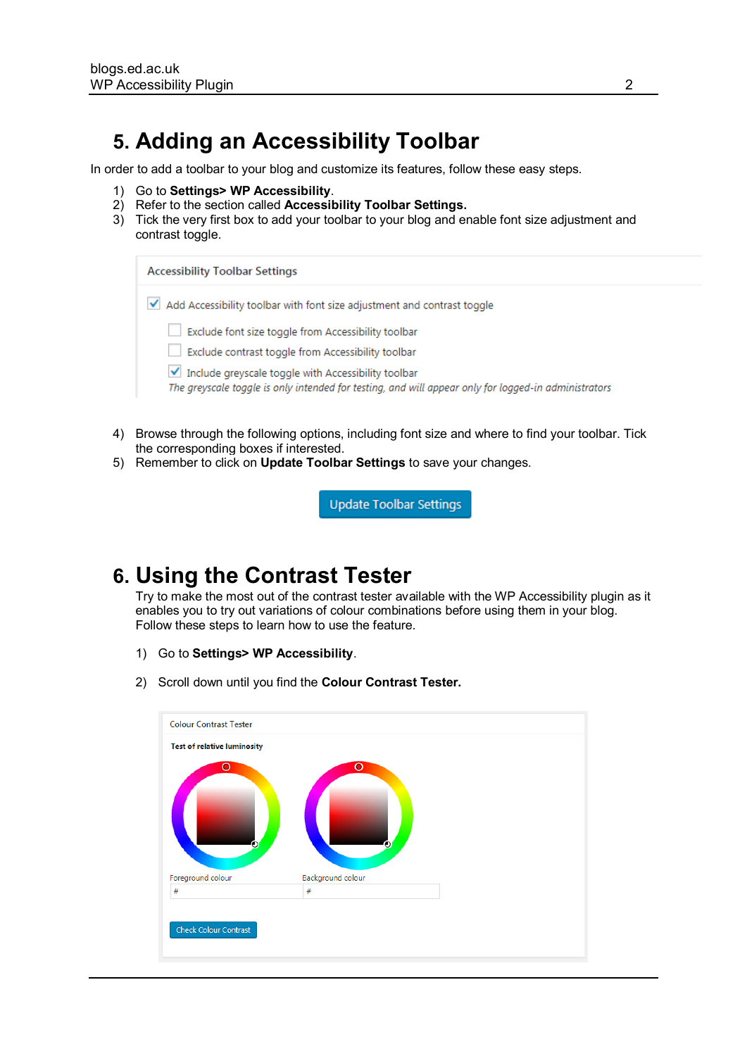## 5. Adding an Accessibility Toolbar

In order to add a toolbar to your blog and customize its features, follow these easy steps.

1) Go to **Settings> WP Accessibility**.
2) Refer to the section called **Accessibility Toolbar Settings.**
3) Tick the very first box to add your toolbar to your blog and enable font size adjustment and contrast toggle.

Accessibility Toolbar Settings

- [x] Add Accessibility toolbar with font size adjustment and contrast toggle
  - [ ] Exclude font size toggle from Accessibility toolbar
  - [ ] Exclude contrast toggle from Accessibility toolbar
  - [x] Include greyscale toggle with Accessibility toolbar

  *The greyscale toggle is only intended for testing, and will appear only for logged-in administrators*

4) Browse through the following options, including font size and where to find your toolbar. Tick the corresponding boxes if interested.
5) Remember to click on **Update Toolbar Settings** to save your changes.

Update Toolbar Settings

## 6. Using the Contrast Tester

Try to make the most out of the contrast tester available with the WP Accessibility plugin as it enables you to try out variations of colour combinations before using them in your blog. Follow these steps to learn how to use the feature.

1) Go to **Settings> WP Accessibility**.

2) Scroll down until you find the **Colour Contrast Tester.**

Colour Contrast Tester

**Test of relative luminosity**

Foreground colour #

Background colour #

Check Colour Contrast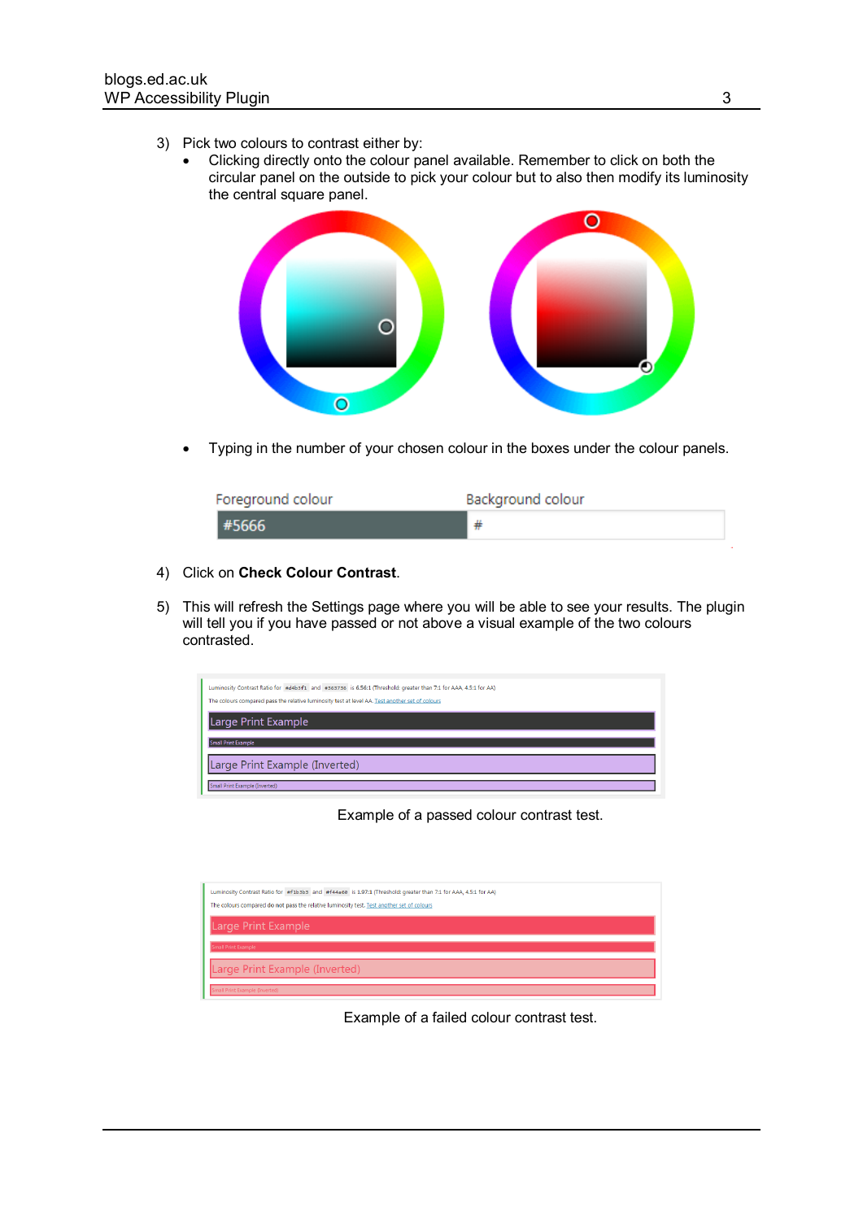3) Pick two colours to contrast either by:
   - Clicking directly onto the colour panel available. Remember to click on both the circular panel on the outside to pick your colour but to also then modify its luminosity the central square panel.

   - Typing in the number of your chosen colour in the boxes under the colour panels.

| Foreground colour | Background colour |
| --- | --- |
| #5666 | # |

4) Click on **Check Colour Contrast**.

5) This will refresh the Settings page where you will be able to see your results. The plugin will tell you if you have passed or not above a visual example of the two colours contrasted.

Luminosity Contrast Ratio for #d4b5f1 and #363736 is 6.56:1 (Threshold: greater than 7:1 for AAA, 4.5:1 for AA)

The colours compared pass the relative luminosity test at level AA. Test another set of colours

Large Print Example

Small Print Example

Large Print Example (Inverted)

Small Print Example (Inverted)

Example of a passed colour contrast test.

Luminosity Contrast Ratio for #f1b3b5 and #f44a60 is 1.97:1 (Threshold: greater than 7:1 for AAA, 4.5:1 for AA)

The colours compared do not pass the relative luminosity test. Test another set of colours

Large Print Example

Small Print Example

Large Print Example (Inverted)

Small Print Example (Inverted)

Example of a failed colour contrast test.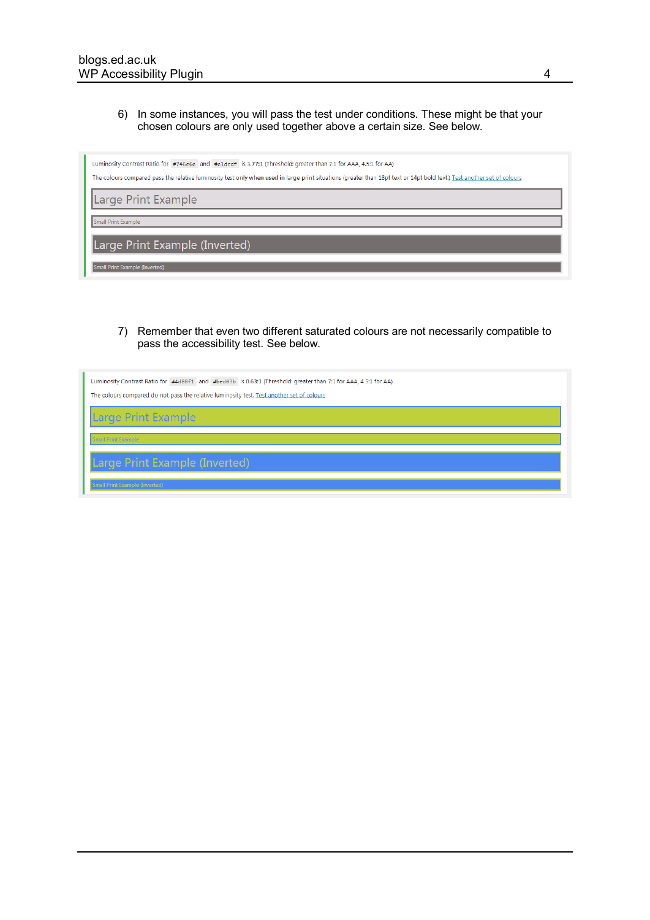6) In some instances, you will pass the test under conditions. These might be that your chosen colours are only used together above a certain size. See below.

Luminosity Contrast Ratio for `#746e6e` and `#e1dcdf` is 3.77:1 (Threshold: greater than 7:1 for AAA, 4.5:1 for AA)

The colours compared pass the relative luminosity test only when used in large print situations (greater than 18pt text or 14pt bold text.) Test another set of colours

Large Print Example

Small Print Example

Large Print Example (Inverted)

Small Print Example (Inverted)

7) Remember that even two different saturated colours are not necessarily compatible to pass the accessibility test. See below.

Luminosity Contrast Ratio for `#4d88f1` and `#bed03b` is 0.63:1 (Threshold: greater than 7:1 for AAA, 4.5:1 for AA)

The colours compared do not pass the relative luminosity test. Test another set of colours

Large Print Example

Small Print Example

Large Print Example (Inverted)

Small Print Example (Inverted)